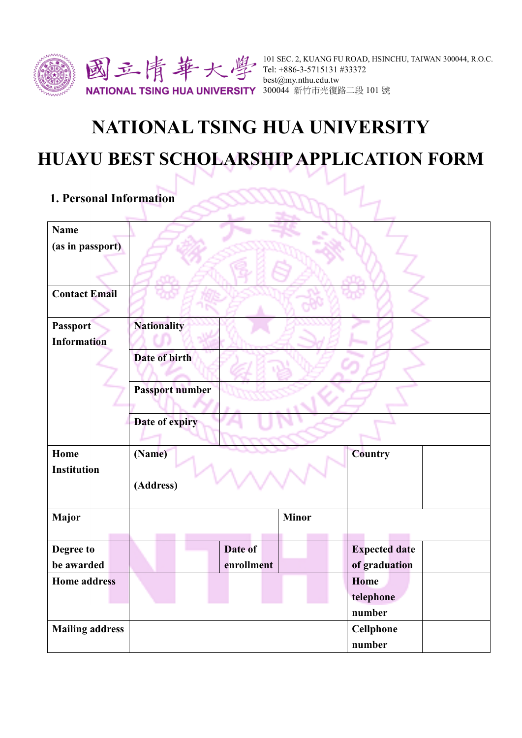國立清華大學
NATIONAL TSING HUA UNIVERSITY

101 SEC. 2, KUANG FU ROAD, HSINCHU, TAIWAN 300044, R.O.C.
Tel: +886-3-5715131 #33372
best@my.nthu.edu.tw
300044 新竹市光復路二段 101 號

# NATIONAL TSING HUA UNIVERSITY
# HUAYU BEST SCHOLARSHIP APPLICATION FORM

## 1. Personal Information

| **Name (as in passport)** | | | | | |
|---|---|---|---|---|---|
| **Contact Email** | | | | | |
| **Passport Information** | **Nationality** | | | | |
| | **Date of birth** | | | | |
| | **Passport number** | | | | |
| | **Date of expiry** | | | | |
| **Home Institution** | **(Name)**<br><br>**(Address)** | | | **Country** | |
| **Major** | | | **Minor** | | |
| **Degree to be awarded** | | **Date of enrollment** | | **Expected date of graduation** | |
| **Home address** | | | | **Home telephone number** | |
| **Mailing address** | | | | **Cellphone number** | |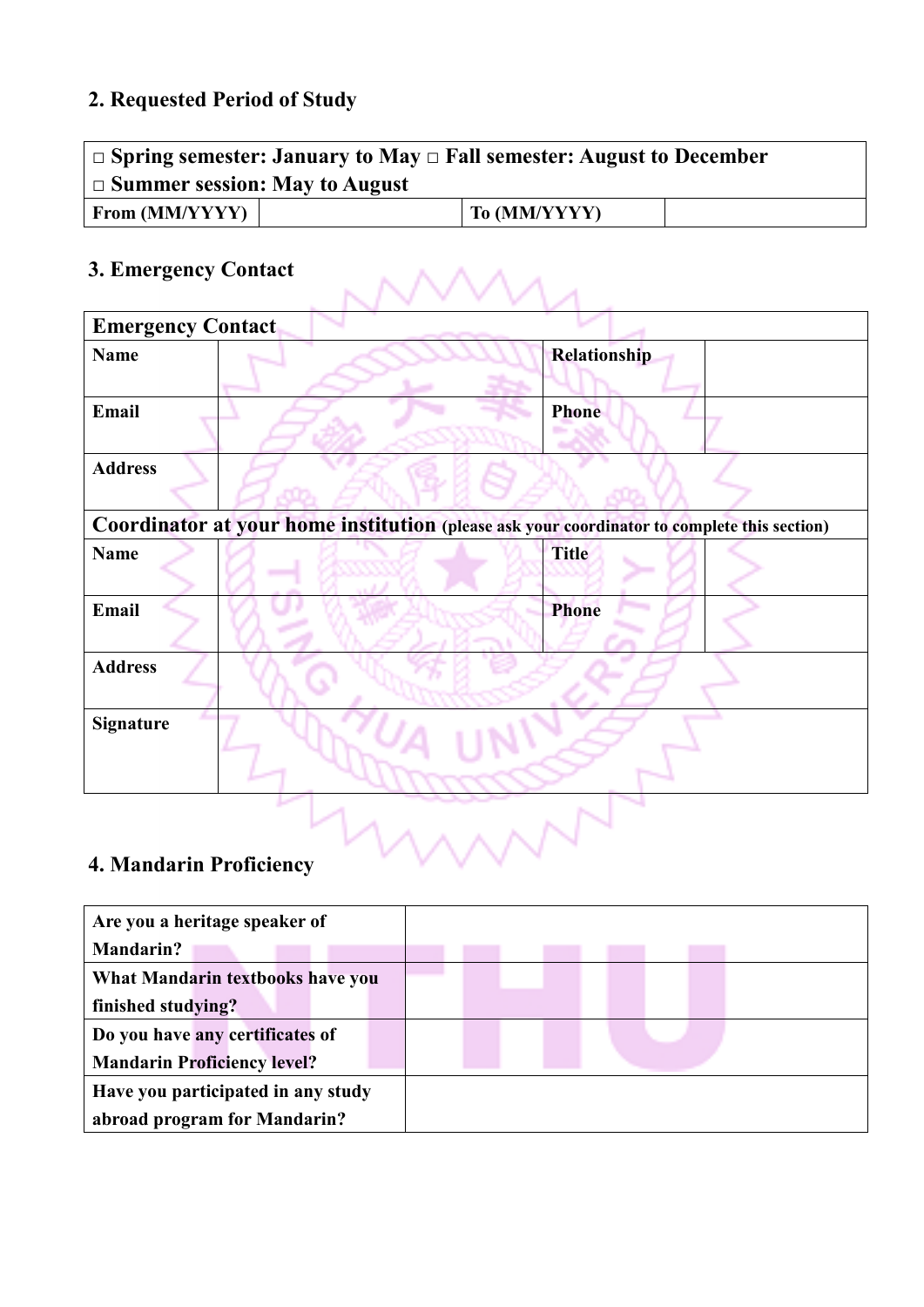## 2. Requested Period of Study

| □ Spring semester: January to May □ Fall semester: August to December<br>□ Summer session: May to August | | | |
|---|---|---|---|
| **From (MM/YYYY)** | | **To (MM/YYYY)** | |

## 3. Emergency Contact

| **Emergency Contact** | | | |
|---|---|---|---|
| **Name** | | **Relationship** | |
| **Email** | | **Phone** | |
| **Address** | | | |
| **Coordinator at your home institution** (please ask your coordinator to complete this section) | | | |
| **Name** | | **Title** | |
| **Email** | | **Phone** | |
| **Address** | | | |
| **Signature** | | | |

## 4. Mandarin Proficiency

| | |
|---|---|
| **Are you a heritage speaker of Mandarin?** | |
| **What Mandarin textbooks have you finished studying?** | |
| **Do you have any certificates of Mandarin Proficiency level?** | |
| **Have you participated in any study abroad program for Mandarin?** | |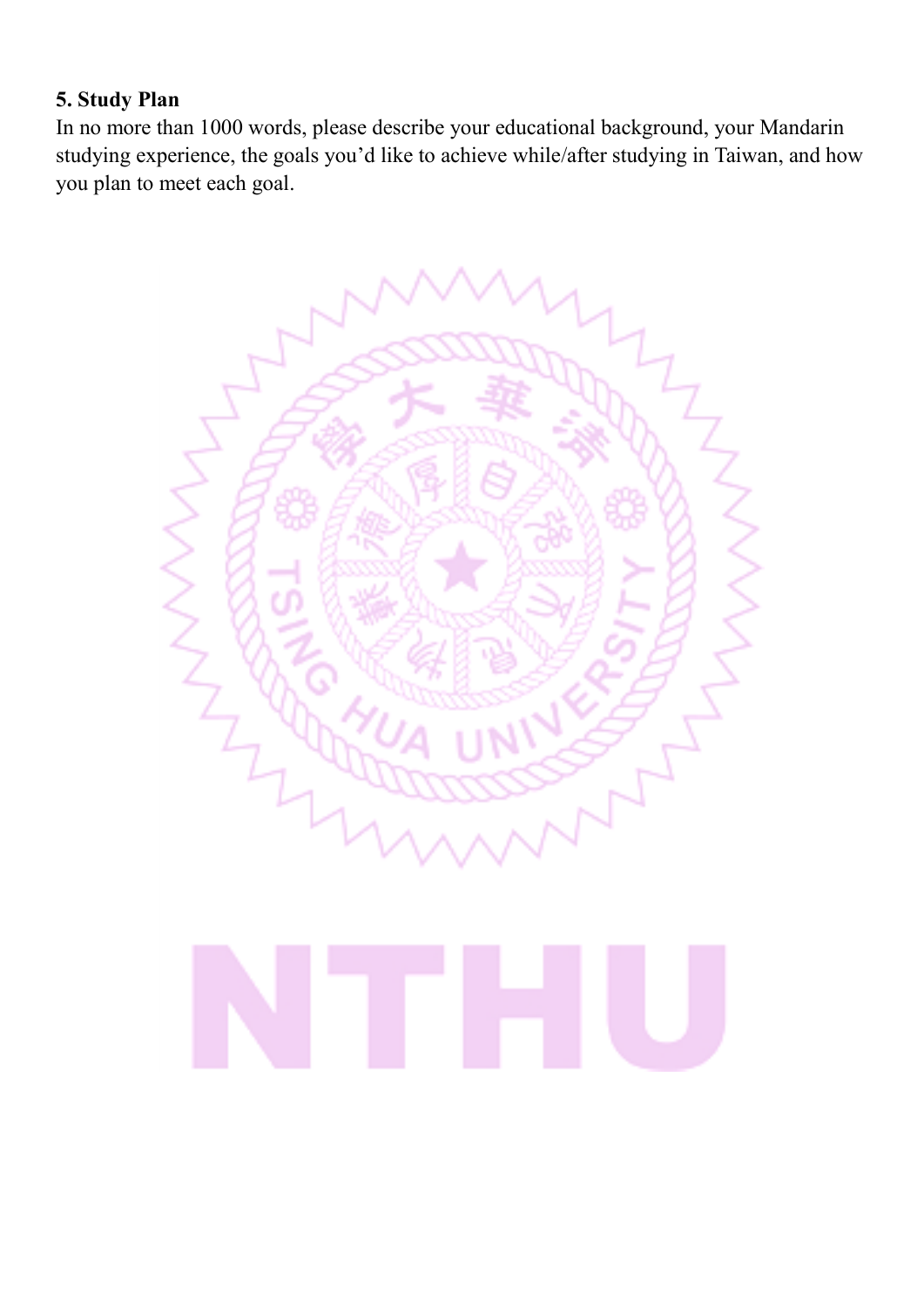**5. Study Plan**

In no more than 1000 words, please describe your educational background, your Mandarin studying experience, the goals you'd like to achieve while/after studying in Taiwan, and how you plan to meet each goal.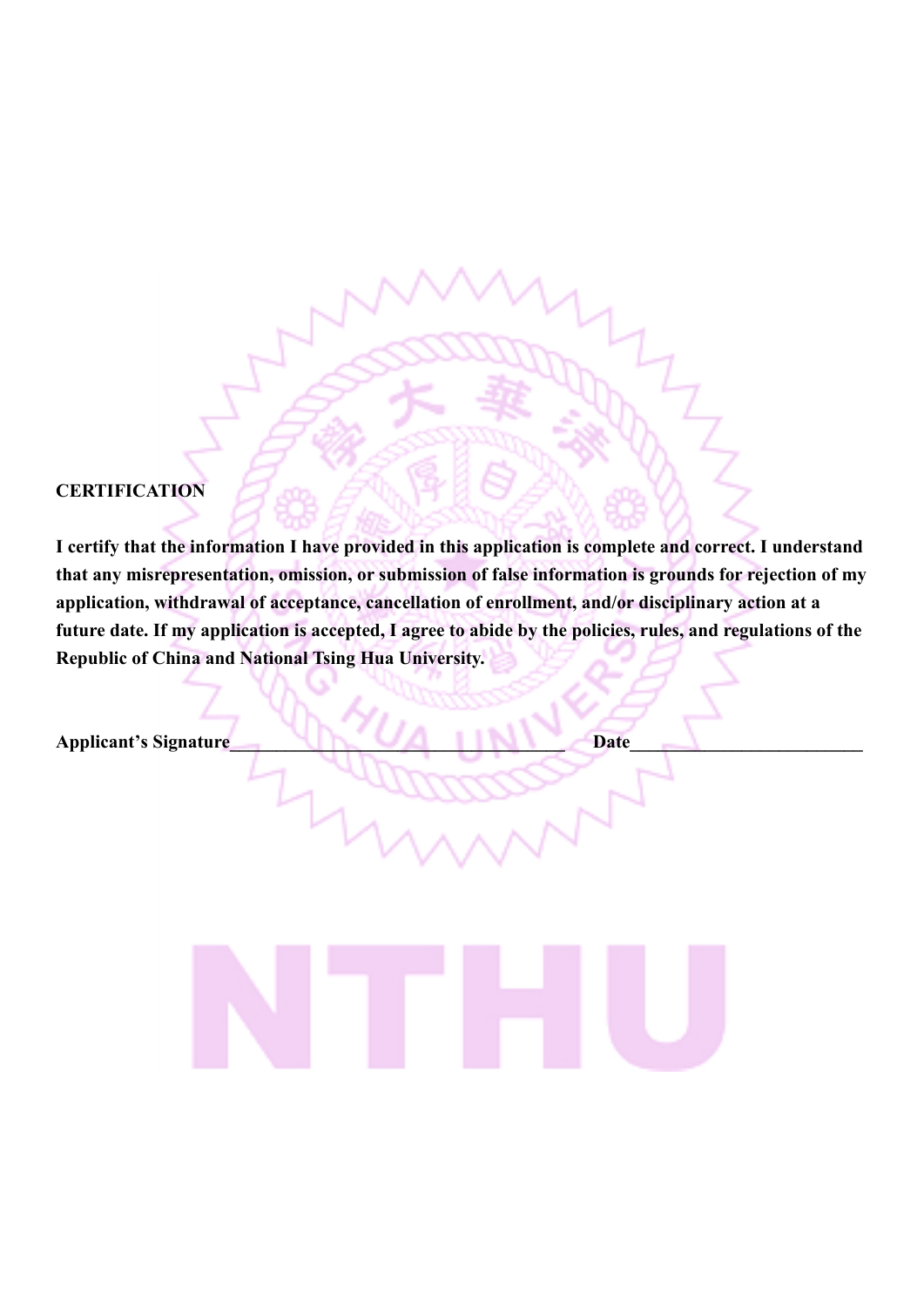**CERTIFICATION**

**I certify that the information I have provided in this application is complete and correct. I understand that any misrepresentation, omission, or submission of false information is grounds for rejection of my application, withdrawal of acceptance, cancellation of enrollment, and/or disciplinary action at a future date. If my application is accepted, I agree to abide by the policies, rules, and regulations of the Republic of China and National Tsing Hua University.**

**Applicant's Signature**_________________________________ **Date**________________________